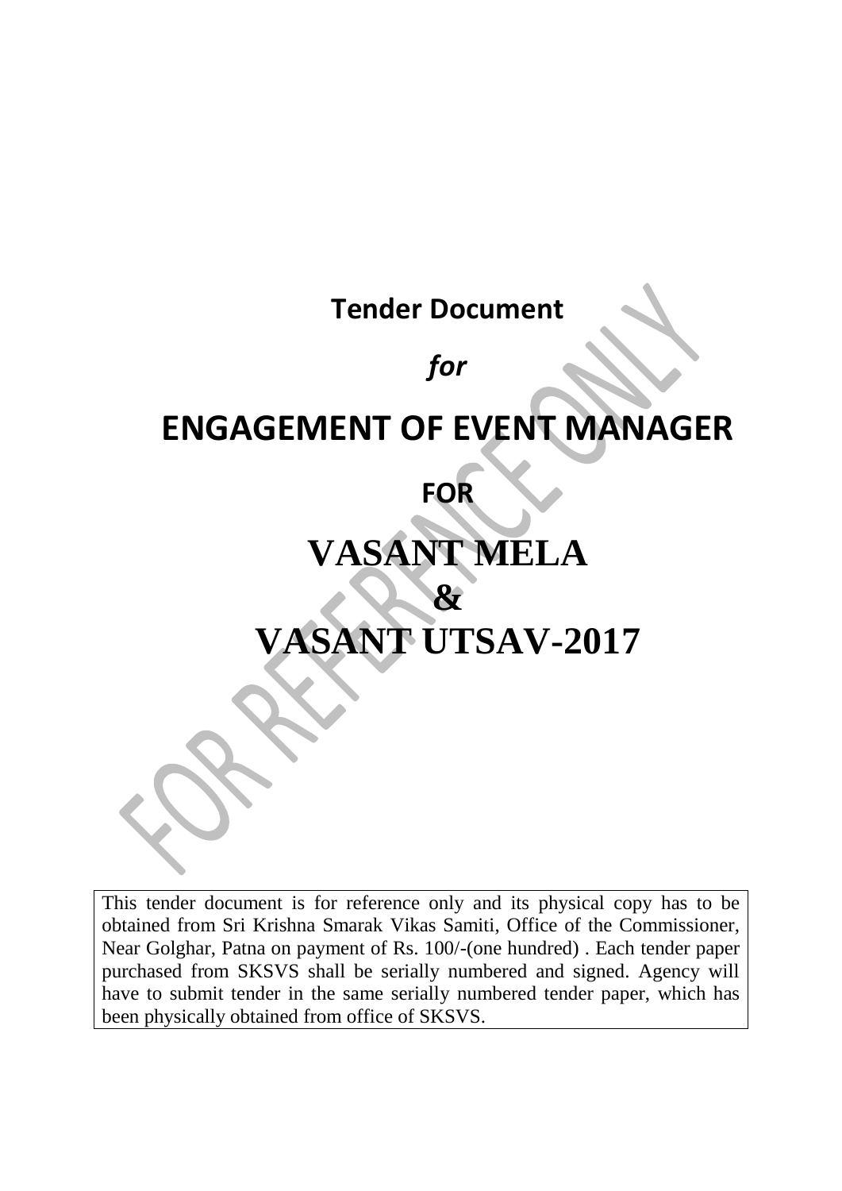# Tender Document

*for*

# ENGAGEMENT OF EVENT MANAGER

**FOR**

# VASANT MELA
# &
# VASANT UTSAV-2017

This tender document is for reference only and its physical copy has to be obtained from Sri Krishna Smarak Vikas Samiti, Office of the Commissioner, Near Golghar, Patna on payment of Rs. 100/-(one hundred) . Each tender paper purchased from SKSVS shall be serially numbered and signed. Agency will have to submit tender in the same serially numbered tender paper, which has been physically obtained from office of SKSVS.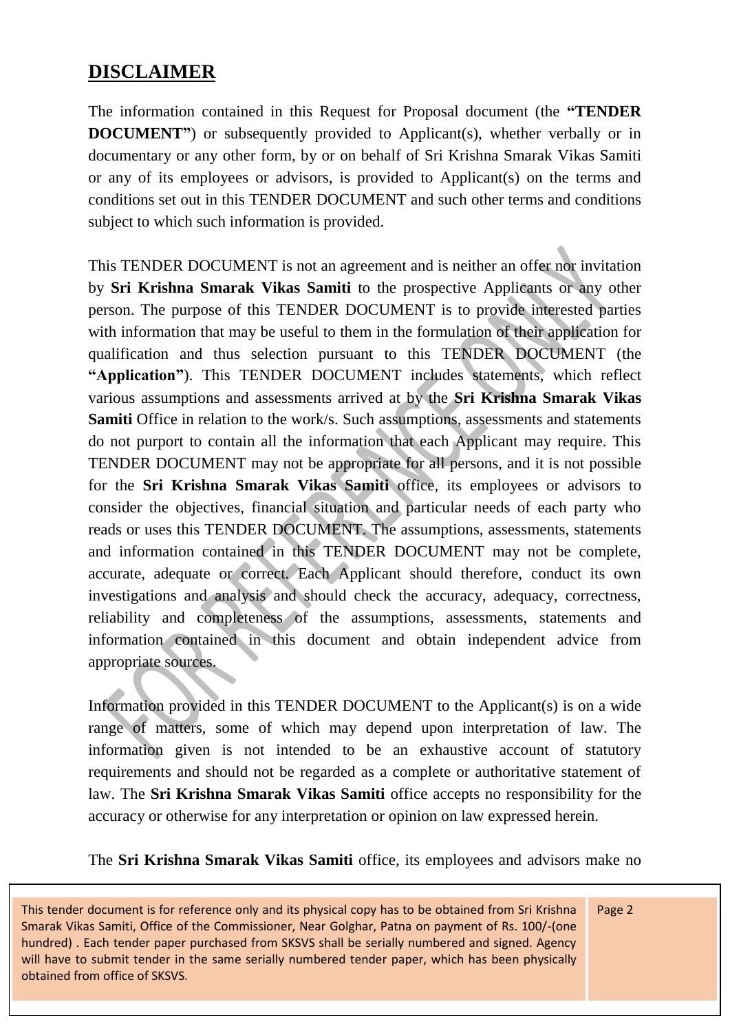## DISCLAIMER

The information contained in this Request for Proposal document (the **"TENDER DOCUMENT"**) or subsequently provided to Applicant(s), whether verbally or in documentary or any other form, by or on behalf of Sri Krishna Smarak Vikas Samiti or any of its employees or advisors, is provided to Applicant(s) on the terms and conditions set out in this TENDER DOCUMENT and such other terms and conditions subject to which such information is provided.

This TENDER DOCUMENT is not an agreement and is neither an offer nor invitation by **Sri Krishna Smarak Vikas Samiti** to the prospective Applicants or any other person. The purpose of this TENDER DOCUMENT is to provide interested parties with information that may be useful to them in the formulation of their application for qualification and thus selection pursuant to this TENDER DOCUMENT (the **"Application"**). This TENDER DOCUMENT includes statements, which reflect various assumptions and assessments arrived at by the **Sri Krishna Smarak Vikas Samiti** Office in relation to the work/s. Such assumptions, assessments and statements do not purport to contain all the information that each Applicant may require. This TENDER DOCUMENT may not be appropriate for all persons, and it is not possible for the **Sri Krishna Smarak Vikas Samiti** office, its employees or advisors to consider the objectives, financial situation and particular needs of each party who reads or uses this TENDER DOCUMENT. The assumptions, assessments, statements and information contained in this TENDER DOCUMENT may not be complete, accurate, adequate or correct. Each Applicant should therefore, conduct its own investigations and analysis and should check the accuracy, adequacy, correctness, reliability and completeness of the assumptions, assessments, statements and information contained in this document and obtain independent advice from appropriate sources.

Information provided in this TENDER DOCUMENT to the Applicant(s) is on a wide range of matters, some of which may depend upon interpretation of law. The information given is not intended to be an exhaustive account of statutory requirements and should not be regarded as a complete or authoritative statement of law. The **Sri Krishna Smarak Vikas Samiti** office accepts no responsibility for the accuracy or otherwise for any interpretation or opinion on law expressed herein.

The **Sri Krishna Smarak Vikas Samiti** office, its employees and advisors make no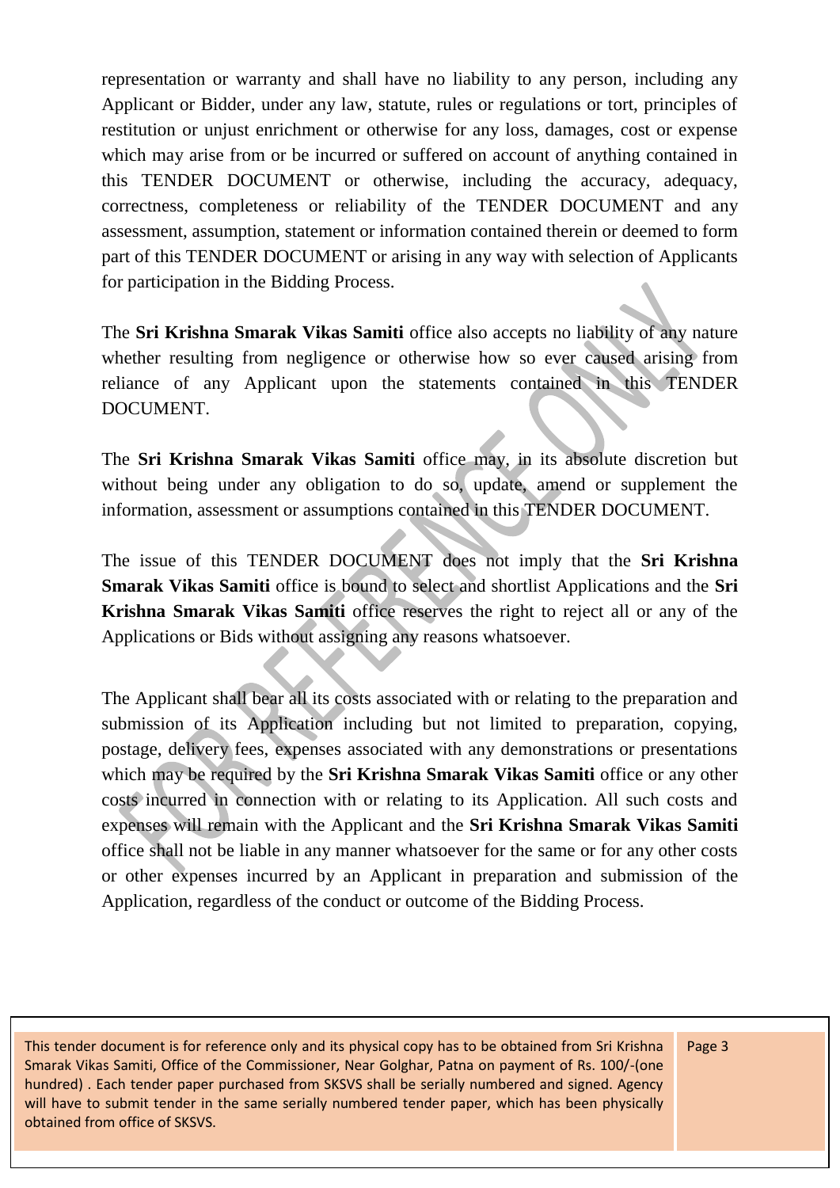representation or warranty and shall have no liability to any person, including any Applicant or Bidder, under any law, statute, rules or regulations or tort, principles of restitution or unjust enrichment or otherwise for any loss, damages, cost or expense which may arise from or be incurred or suffered on account of anything contained in this TENDER DOCUMENT or otherwise, including the accuracy, adequacy, correctness, completeness or reliability of the TENDER DOCUMENT and any assessment, assumption, statement or information contained therein or deemed to form part of this TENDER DOCUMENT or arising in any way with selection of Applicants for participation in the Bidding Process.

The **Sri Krishna Smarak Vikas Samiti** office also accepts no liability of any nature whether resulting from negligence or otherwise how so ever caused arising from reliance of any Applicant upon the statements contained in this TENDER DOCUMENT.

The **Sri Krishna Smarak Vikas Samiti** office may, in its absolute discretion but without being under any obligation to do so, update, amend or supplement the information, assessment or assumptions contained in this TENDER DOCUMENT.

The issue of this TENDER DOCUMENT does not imply that the **Sri Krishna Smarak Vikas Samiti** office is bound to select and shortlist Applications and the **Sri Krishna Smarak Vikas Samiti** office reserves the right to reject all or any of the Applications or Bids without assigning any reasons whatsoever.

The Applicant shall bear all its costs associated with or relating to the preparation and submission of its Application including but not limited to preparation, copying, postage, delivery fees, expenses associated with any demonstrations or presentations which may be required by the **Sri Krishna Smarak Vikas Samiti** office or any other costs incurred in connection with or relating to its Application. All such costs and expenses will remain with the Applicant and the **Sri Krishna Smarak Vikas Samiti** office shall not be liable in any manner whatsoever for the same or for any other costs or other expenses incurred by an Applicant in preparation and submission of the Application, regardless of the conduct or outcome of the Bidding Process.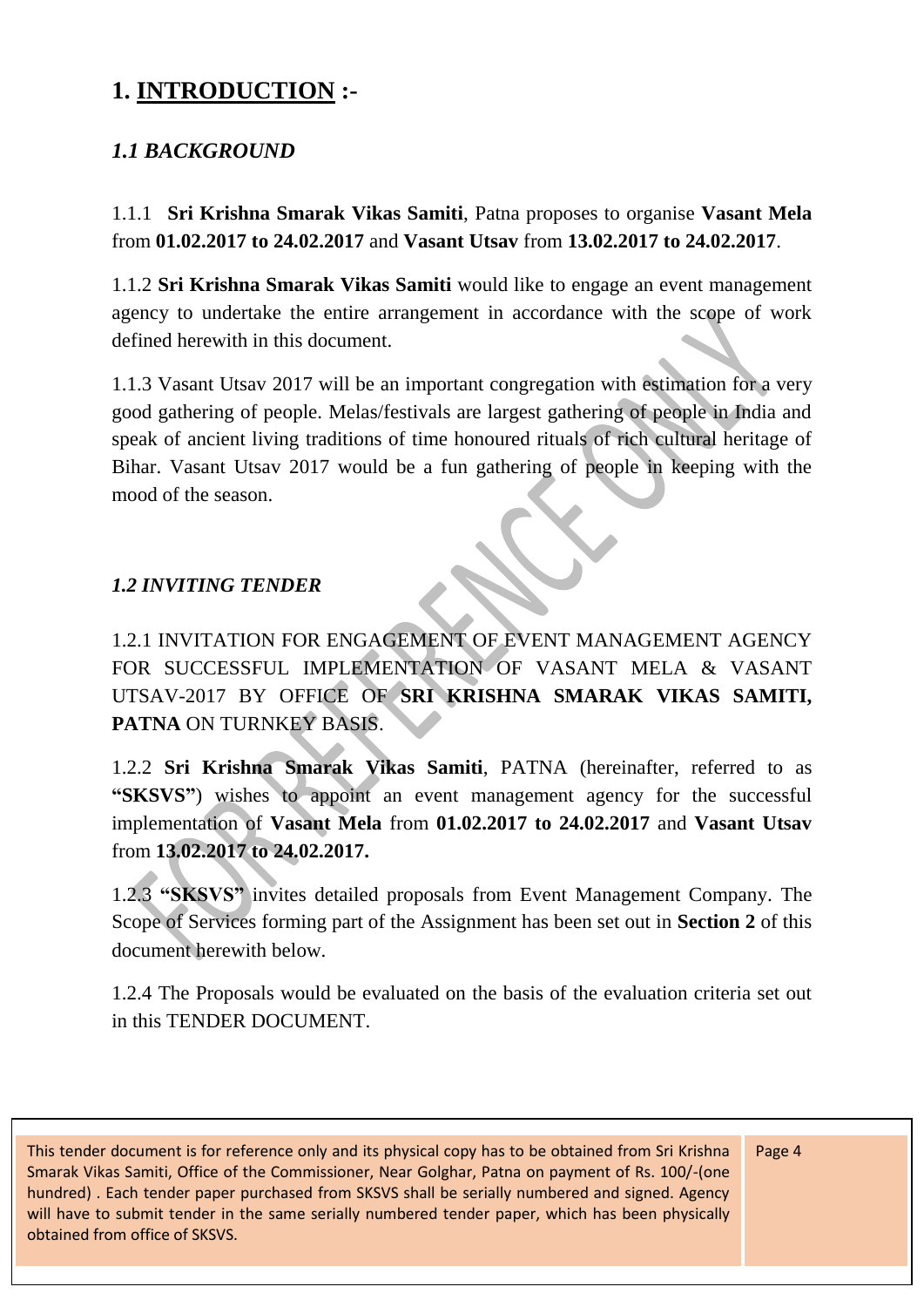# 1. <u>INTRODUCTION</u> :-

### *1.1 BACKGROUND*

1.1.1 **Sri Krishna Smarak Vikas Samiti**, Patna proposes to organise **Vasant Mela** from **01.02.2017 to 24.02.2017** and **Vasant Utsav** from **13.02.2017 to 24.02.2017**.

1.1.2 **Sri Krishna Smarak Vikas Samiti** would like to engage an event management agency to undertake the entire arrangement in accordance with the scope of work defined herewith in this document.

1.1.3 Vasant Utsav 2017 will be an important congregation with estimation for a very good gathering of people. Melas/festivals are largest gathering of people in India and speak of ancient living traditions of time honoured rituals of rich cultural heritage of Bihar. Vasant Utsav 2017 would be a fun gathering of people in keeping with the mood of the season.

### *1.2 INVITING TENDER*

1.2.1 INVITATION FOR ENGAGEMENT OF EVENT MANAGEMENT AGENCY FOR SUCCESSFUL IMPLEMENTATION OF VASANT MELA & VASANT UTSAV-2017 BY OFFICE OF **SRI KRISHNA SMARAK VIKAS SAMITI, PATNA** ON TURNKEY BASIS.

1.2.2 **Sri Krishna Smarak Vikas Samiti**, PATNA (hereinafter, referred to as **"SKSVS"**) wishes to appoint an event management agency for the successful implementation of **Vasant Mela** from **01.02.2017 to 24.02.2017** and **Vasant Utsav** from **13.02.2017 to 24.02.2017.**

1.2.3 **"SKSVS"** invites detailed proposals from Event Management Company. The Scope of Services forming part of the Assignment has been set out in **Section 2** of this document herewith below.

1.2.4 The Proposals would be evaluated on the basis of the evaluation criteria set out in this TENDER DOCUMENT.

This tender document is for reference only and its physical copy has to be obtained from Sri Krishna Smarak Vikas Samiti, Office of the Commissioner, Near Golghar, Patna on payment of Rs. 100/-(one hundred) . Each tender paper purchased from SKSVS shall be serially numbered and signed. Agency will have to submit tender in the same serially numbered tender paper, which has been physically obtained from office of SKSVS.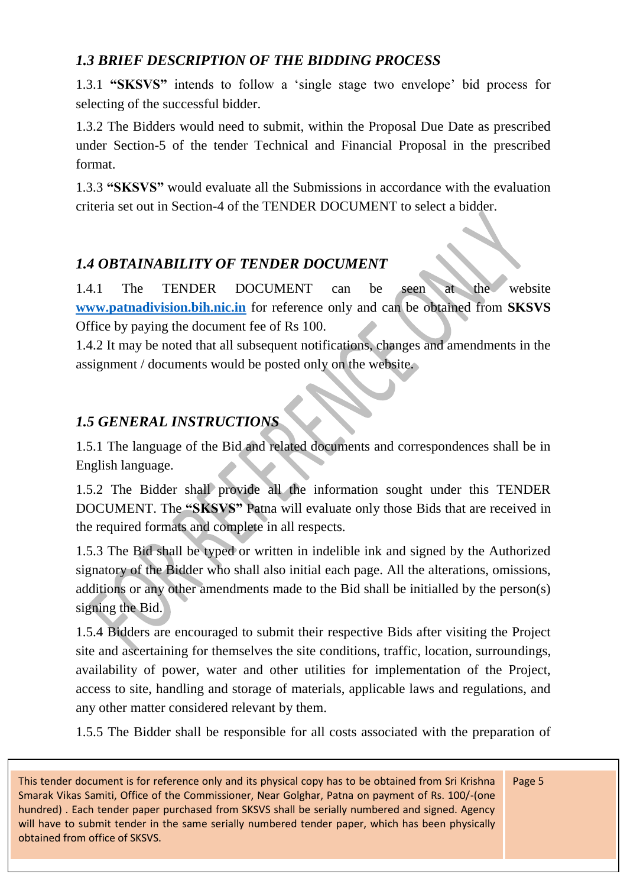### *1.3 BRIEF DESCRIPTION OF THE BIDDING PROCESS*

1.3.1 **"SKSVS"** intends to follow a 'single stage two envelope' bid process for selecting of the successful bidder.

1.3.2 The Bidders would need to submit, within the Proposal Due Date as prescribed under Section-5 of the tender Technical and Financial Proposal in the prescribed format.

1.3.3 **"SKSVS"** would evaluate all the Submissions in accordance with the evaluation criteria set out in Section-4 of the TENDER DOCUMENT to select a bidder.

### *1.4 OBTAINABILITY OF TENDER DOCUMENT*

1.4.1 The TENDER DOCUMENT can be seen at the website **www.patnadivision.bih.nic.in** for reference only and can be obtained from **SKSVS** Office by paying the document fee of Rs 100.

1.4.2 It may be noted that all subsequent notifications, changes and amendments in the assignment / documents would be posted only on the website.

### *1.5 GENERAL INSTRUCTIONS*

1.5.1 The language of the Bid and related documents and correspondences shall be in English language.

1.5.2 The Bidder shall provide all the information sought under this TENDER DOCUMENT. The **"SKSVS"** Patna will evaluate only those Bids that are received in the required formats and complete in all respects.

1.5.3 The Bid shall be typed or written in indelible ink and signed by the Authorized signatory of the Bidder who shall also initial each page. All the alterations, omissions, additions or any other amendments made to the Bid shall be initialled by the person(s) signing the Bid.

1.5.4 Bidders are encouraged to submit their respective Bids after visiting the Project site and ascertaining for themselves the site conditions, traffic, location, surroundings, availability of power, water and other utilities for implementation of the Project, access to site, handling and storage of materials, applicable laws and regulations, and any other matter considered relevant by them.

1.5.5 The Bidder shall be responsible for all costs associated with the preparation of

This tender document is for reference only and its physical copy has to be obtained from Sri Krishna Smarak Vikas Samiti, Office of the Commissioner, Near Golghar, Patna on payment of Rs. 100/-(one hundred) . Each tender paper purchased from SKSVS shall be serially numbered and signed. Agency will have to submit tender in the same serially numbered tender paper, which has been physically obtained from office of SKSVS.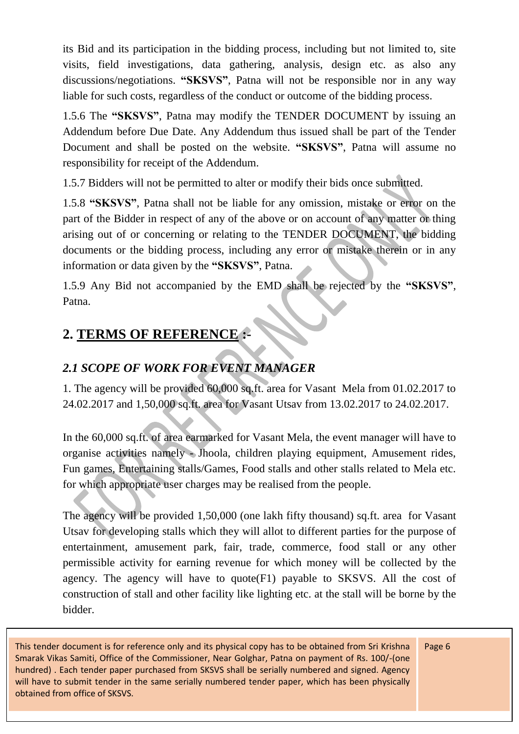its Bid and its participation in the bidding process, including but not limited to, site visits, field investigations, data gathering, analysis, design etc. as also any discussions/negotiations. **"SKSVS"**, Patna will not be responsible nor in any way liable for such costs, regardless of the conduct or outcome of the bidding process.

1.5.6 The **"SKSVS"**, Patna may modify the TENDER DOCUMENT by issuing an Addendum before Due Date. Any Addendum thus issued shall be part of the Tender Document and shall be posted on the website. **"SKSVS"**, Patna will assume no responsibility for receipt of the Addendum.

1.5.7 Bidders will not be permitted to alter or modify their bids once submitted.

1.5.8 **"SKSVS"**, Patna shall not be liable for any omission, mistake or error on the part of the Bidder in respect of any of the above or on account of any matter or thing arising out of or concerning or relating to the TENDER DOCUMENT, the bidding documents or the bidding process, including any error or mistake therein or in any information or data given by the **"SKSVS"**, Patna.

1.5.9 Any Bid not accompanied by the EMD shall be rejected by the **"SKSVS"**, Patna.

# 2. TERMS OF REFERENCE :-

## *2.1 SCOPE OF WORK FOR EVENT MANAGER*

1. The agency will be provided 60,000 sq.ft. area for Vasant Mela from 01.02.2017 to 24.02.2017 and 1,50,000 sq.ft. area for Vasant Utsav from 13.02.2017 to 24.02.2017.

In the 60,000 sq.ft. of area earmarked for Vasant Mela, the event manager will have to organise activities namely - Jhoola, children playing equipment, Amusement rides, Fun games, Entertaining stalls/Games, Food stalls and other stalls related to Mela etc. for which appropriate user charges may be realised from the people.

The agency will be provided 1,50,000 (one lakh fifty thousand) sq.ft. area for Vasant Utsav for developing stalls which they will allot to different parties for the purpose of entertainment, amusement park, fair, trade, commerce, food stall or any other permissible activity for earning revenue for which money will be collected by the agency. The agency will have to quote(F1) payable to SKSVS. All the cost of construction of stall and other facility like lighting etc. at the stall will be borne by the bidder.

This tender document is for reference only and its physical copy has to be obtained from Sri Krishna Smarak Vikas Samiti, Office of the Commissioner, Near Golghar, Patna on payment of Rs. 100/-(one hundred) . Each tender paper purchased from SKSVS shall be serially numbered and signed. Agency will have to submit tender in the same serially numbered tender paper, which has been physically obtained from office of SKSVS.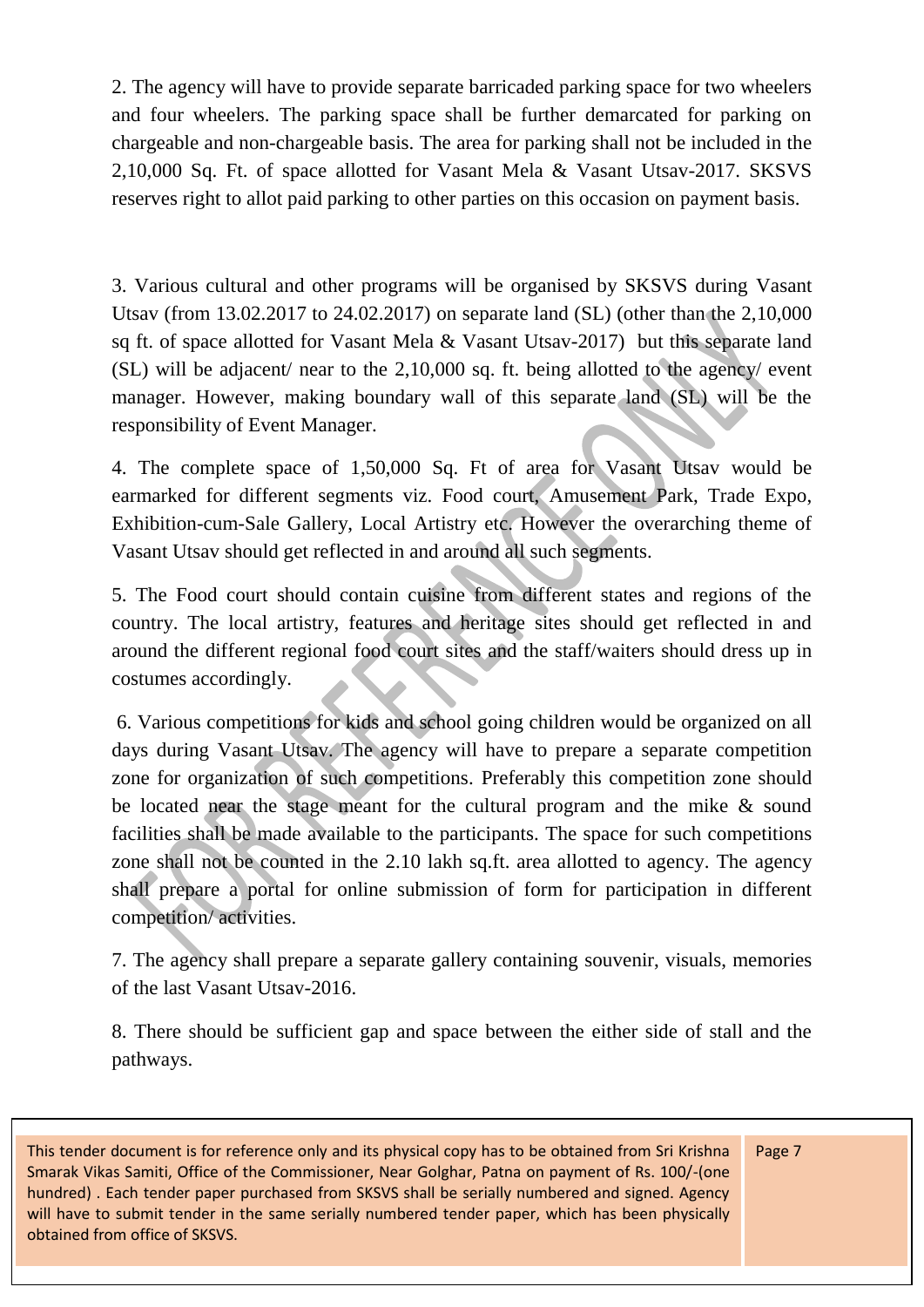2. The agency will have to provide separate barricaded parking space for two wheelers and four wheelers. The parking space shall be further demarcated for parking on chargeable and non-chargeable basis. The area for parking shall not be included in the 2,10,000 Sq. Ft. of space allotted for Vasant Mela & Vasant Utsav-2017. SKSVS reserves right to allot paid parking to other parties on this occasion on payment basis.

3. Various cultural and other programs will be organised by SKSVS during Vasant Utsav (from 13.02.2017 to 24.02.2017) on separate land (SL) (other than the 2,10,000 sq ft. of space allotted for Vasant Mela & Vasant Utsav-2017) but this separate land (SL) will be adjacent/ near to the 2,10,000 sq. ft. being allotted to the agency/ event manager. However, making boundary wall of this separate land (SL) will be the responsibility of Event Manager.

4. The complete space of 1,50,000 Sq. Ft of area for Vasant Utsav would be earmarked for different segments viz. Food court, Amusement Park, Trade Expo, Exhibition-cum-Sale Gallery, Local Artistry etc. However the overarching theme of Vasant Utsav should get reflected in and around all such segments.

5. The Food court should contain cuisine from different states and regions of the country. The local artistry, features and heritage sites should get reflected in and around the different regional food court sites and the staff/waiters should dress up in costumes accordingly.

6. Various competitions for kids and school going children would be organized on all days during Vasant Utsav. The agency will have to prepare a separate competition zone for organization of such competitions. Preferably this competition zone should be located near the stage meant for the cultural program and the mike & sound facilities shall be made available to the participants. The space for such competitions zone shall not be counted in the 2.10 lakh sq.ft. area allotted to agency. The agency shall prepare a portal for online submission of form for participation in different competition/ activities.

7. The agency shall prepare a separate gallery containing souvenir, visuals, memories of the last Vasant Utsav-2016.

8. There should be sufficient gap and space between the either side of stall and the pathways.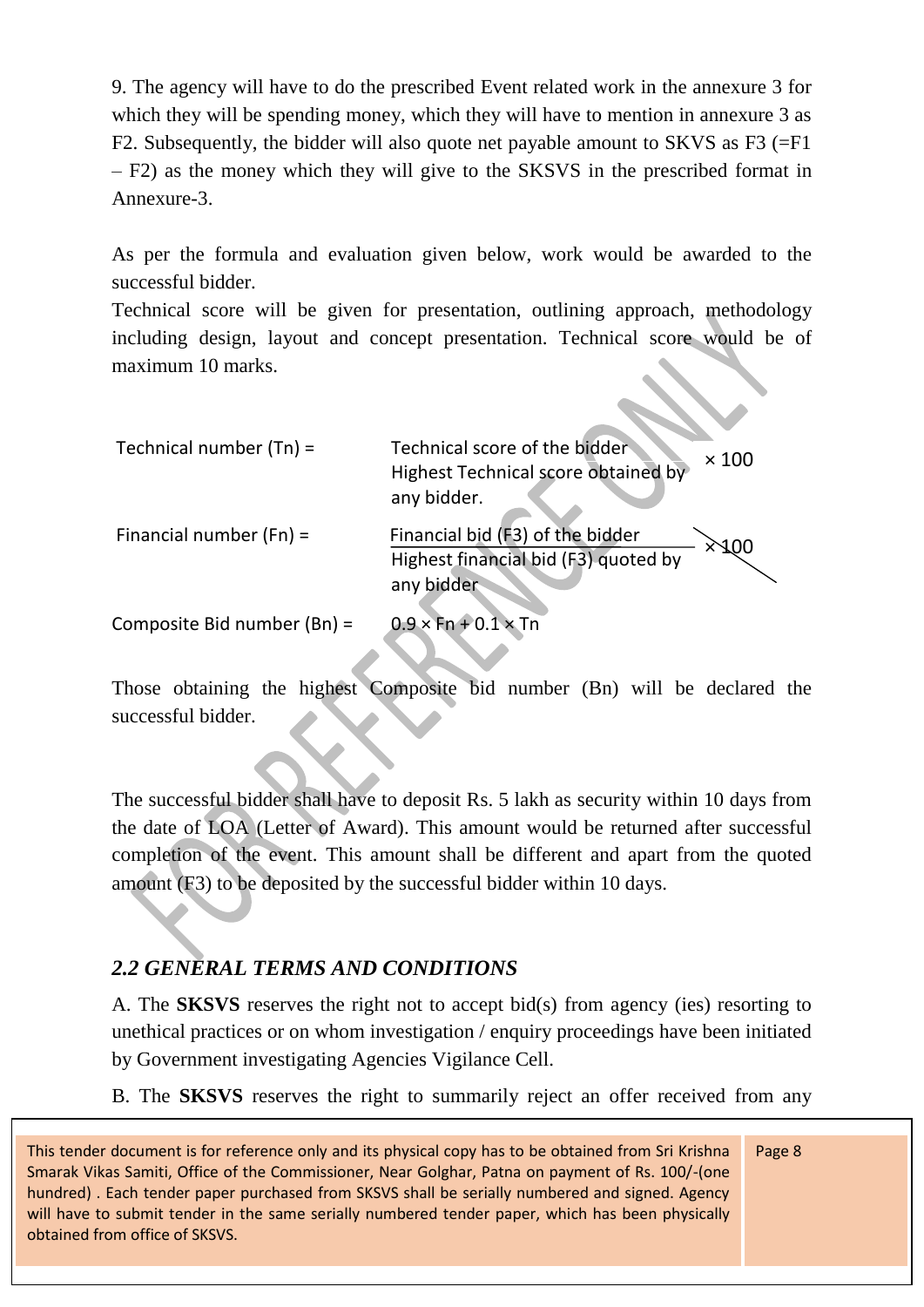9. The agency will have to do the prescribed Event related work in the annexure 3 for which they will be spending money, which they will have to mention in annexure 3 as F2. Subsequently, the bidder will also quote net payable amount to SKVS as F3 (=F1 – F2) as the money which they will give to the SKSVS in the prescribed format in Annexure-3.

As per the formula and evaluation given below, work would be awarded to the successful bidder.

Technical score will be given for presentation, outlining approach, methodology including design, layout and concept presentation. Technical score would be of maximum 10 marks.

$$\text{Technical number (Tn)} = \frac{\text{Technical score of the bidder}}{\text{Highest Technical score obtained by any bidder.}} \times 100$$

$$\text{Financial number (Fn)} = \frac{\text{Financial bid (F3) of the bidder}}{\text{Highest financial bid (F3) quoted by any bidder}} \times 100$$

$$\text{Composite Bid number (Bn)} = 0.9 \times Fn + 0.1 \times Tn$$

Those obtaining the highest Composite bid number (Bn) will be declared the successful bidder.

The successful bidder shall have to deposit Rs. 5 lakh as security within 10 days from the date of LOA (Letter of Award). This amount would be returned after successful completion of the event. This amount shall be different and apart from the quoted amount (F3) to be deposited by the successful bidder within 10 days.

## *2.2 GENERAL TERMS AND CONDITIONS*

A. The **SKSVS** reserves the right not to accept bid(s) from agency (ies) resorting to unethical practices or on whom investigation / enquiry proceedings have been initiated by Government investigating Agencies Vigilance Cell.

B. The **SKSVS** reserves the right to summarily reject an offer received from any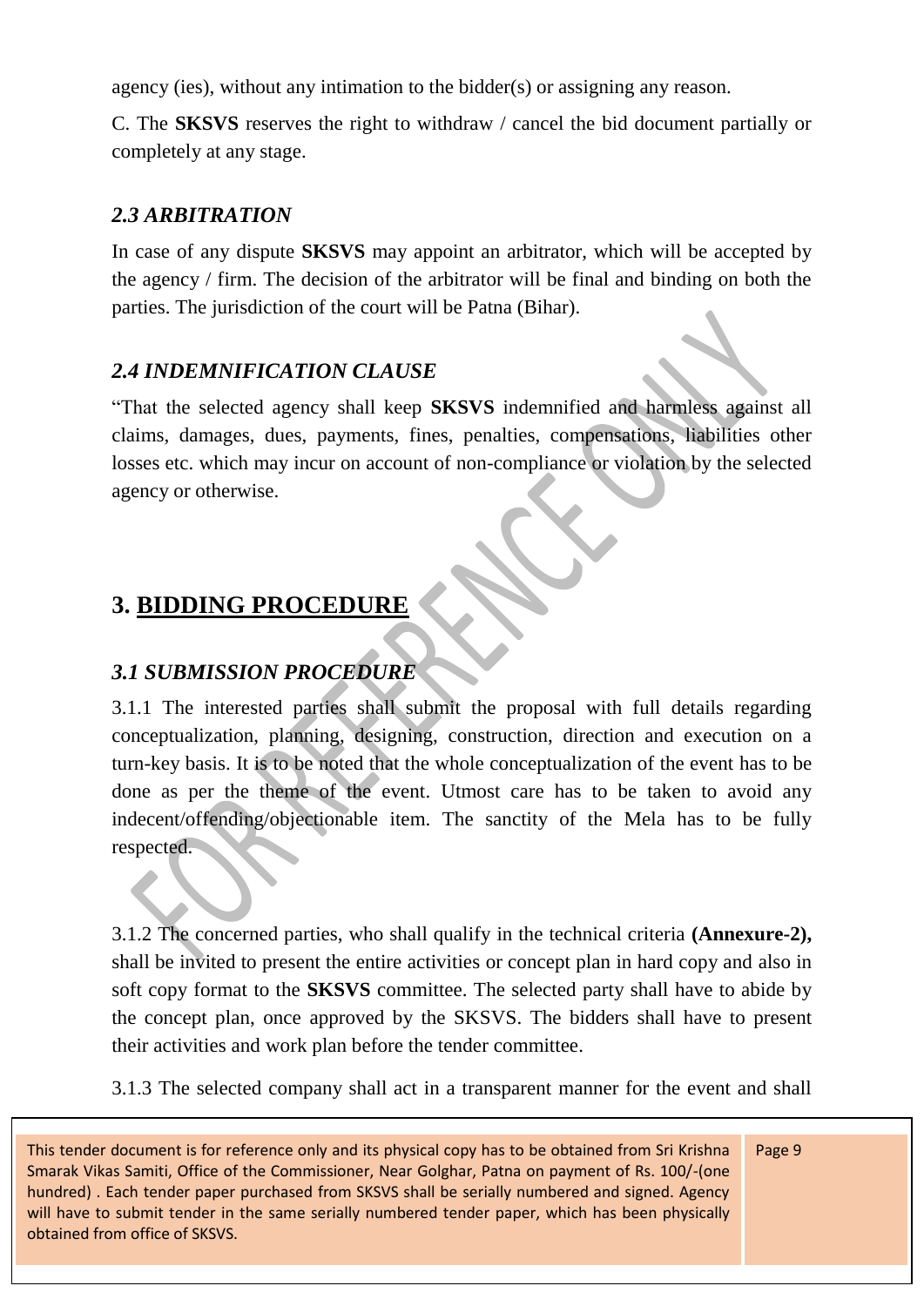agency (ies), without any intimation to the bidder(s) or assigning any reason.

C. The **SKSVS** reserves the right to withdraw / cancel the bid document partially or completely at any stage.

### *2.3 ARBITRATION*

In case of any dispute **SKSVS** may appoint an arbitrator, which will be accepted by the agency / firm. The decision of the arbitrator will be final and binding on both the parties. The jurisdiction of the court will be Patna (Bihar).

### *2.4 INDEMNIFICATION CLAUSE*

"That the selected agency shall keep **SKSVS** indemnified and harmless against all claims, damages, dues, payments, fines, penalties, compensations, liabilities other losses etc. which may incur on account of non-compliance or violation by the selected agency or otherwise.

## 3. <u>BIDDING PROCEDURE</u>

### *3.1 SUBMISSION PROCEDURE*

3.1.1 The interested parties shall submit the proposal with full details regarding conceptualization, planning, designing, construction, direction and execution on a turn-key basis. It is to be noted that the whole conceptualization of the event has to be done as per the theme of the event. Utmost care has to be taken to avoid any indecent/offending/objectionable item. The sanctity of the Mela has to be fully respected.

3.1.2 The concerned parties, who shall qualify in the technical criteria **(Annexure-2),** shall be invited to present the entire activities or concept plan in hard copy and also in soft copy format to the **SKSVS** committee. The selected party shall have to abide by the concept plan, once approved by the SKSVS. The bidders shall have to present their activities and work plan before the tender committee.

3.1.3 The selected company shall act in a transparent manner for the event and shall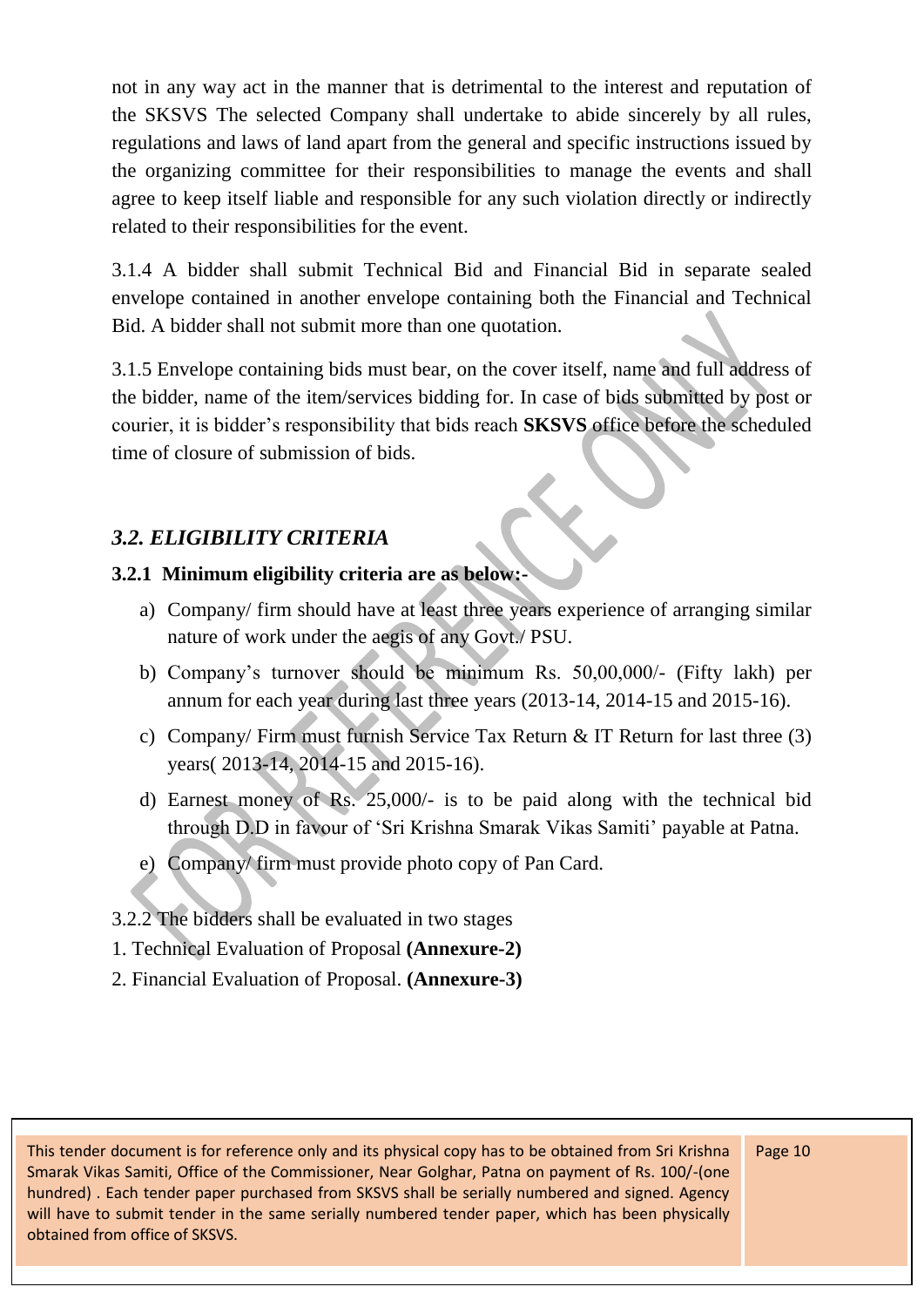not in any way act in the manner that is detrimental to the interest and reputation of the SKSVS The selected Company shall undertake to abide sincerely by all rules, regulations and laws of land apart from the general and specific instructions issued by the organizing committee for their responsibilities to manage the events and shall agree to keep itself liable and responsible for any such violation directly or indirectly related to their responsibilities for the event.

3.1.4 A bidder shall submit Technical Bid and Financial Bid in separate sealed envelope contained in another envelope containing both the Financial and Technical Bid. A bidder shall not submit more than one quotation.

3.1.5 Envelope containing bids must bear, on the cover itself, name and full address of the bidder, name of the item/services bidding for. In case of bids submitted by post or courier, it is bidder's responsibility that bids reach **SKSVS** office before the scheduled time of closure of submission of bids.

## *3.2. ELIGIBILITY CRITERIA*

**3.2.1 Minimum eligibility criteria are as below:-**

a) Company/ firm should have at least three years experience of arranging similar nature of work under the aegis of any Govt./ PSU.

b) Company's turnover should be minimum Rs. 50,00,000/- (Fifty lakh) per annum for each year during last three years (2013-14, 2014-15 and 2015-16).

c) Company/ Firm must furnish Service Tax Return & IT Return for last three (3) years( 2013-14, 2014-15 and 2015-16).

d) Earnest money of Rs. 25,000/- is to be paid along with the technical bid through D.D in favour of 'Sri Krishna Smarak Vikas Samiti' payable at Patna.

e) Company/ firm must provide photo copy of Pan Card.

3.2.2 The bidders shall be evaluated in two stages

1. Technical Evaluation of Proposal **(Annexure-2)**
2. Financial Evaluation of Proposal. **(Annexure-3)**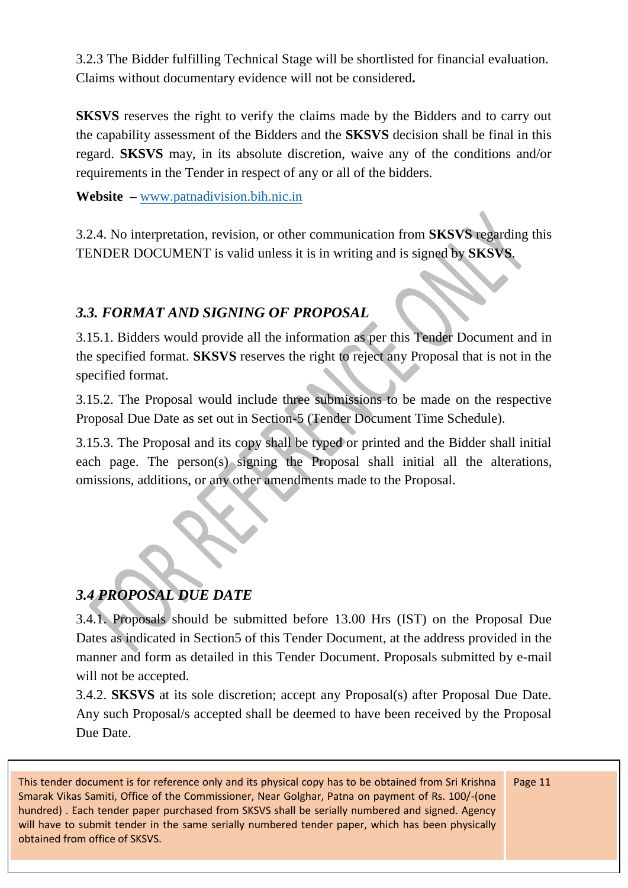3.2.3 The Bidder fulfilling Technical Stage will be shortlisted for financial evaluation. Claims without documentary evidence will not be considered**.**

**SKSVS** reserves the right to verify the claims made by the Bidders and to carry out the capability assessment of the Bidders and the **SKSVS** decision shall be final in this regard. **SKSVS** may, in its absolute discretion, waive any of the conditions and/or requirements in the Tender in respect of any or all of the bidders.

**Website** – www.patnadivision.bih.nic.in

3.2.4. No interpretation, revision, or other communication from **SKSVS** regarding this TENDER DOCUMENT is valid unless it is in writing and is signed by **SKSVS**.

### *3.3. FORMAT AND SIGNING OF PROPOSAL*

3.15.1. Bidders would provide all the information as per this Tender Document and in the specified format. **SKSVS** reserves the right to reject any Proposal that is not in the specified format.

3.15.2. The Proposal would include three submissions to be made on the respective Proposal Due Date as set out in Section-5 (Tender Document Time Schedule).

3.15.3. The Proposal and its copy shall be typed or printed and the Bidder shall initial each page. The person(s) signing the Proposal shall initial all the alterations, omissions, additions, or any other amendments made to the Proposal.

### *3.4 PROPOSAL DUE DATE*

3.4.1. Proposals should be submitted before 13.00 Hrs (IST) on the Proposal Due Dates as indicated in Section5 of this Tender Document, at the address provided in the manner and form as detailed in this Tender Document. Proposals submitted by e-mail will not be accepted.

3.4.2. **SKSVS** at its sole discretion; accept any Proposal(s) after Proposal Due Date. Any such Proposal/s accepted shall be deemed to have been received by the Proposal Due Date.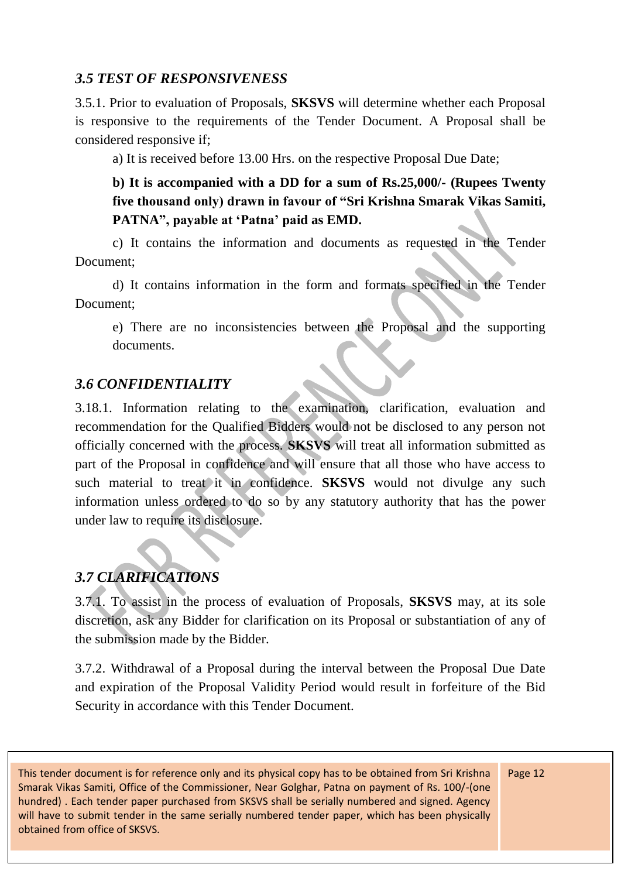### *3.5 TEST OF RESPONSIVENESS*

3.5.1. Prior to evaluation of Proposals, **SKSVS** will determine whether each Proposal is responsive to the requirements of the Tender Document. A Proposal shall be considered responsive if;

a) It is received before 13.00 Hrs. on the respective Proposal Due Date;

**b) It is accompanied with a DD for a sum of Rs.25,000/- (Rupees Twenty five thousand only) drawn in favour of "Sri Krishna Smarak Vikas Samiti, PATNA", payable at 'Patna' paid as EMD.**

c) It contains the information and documents as requested in the Tender Document;

d) It contains information in the form and formats specified in the Tender Document;

e) There are no inconsistencies between the Proposal and the supporting documents.

### *3.6 CONFIDENTIALITY*

3.18.1. Information relating to the examination, clarification, evaluation and recommendation for the Qualified Bidders would not be disclosed to any person not officially concerned with the process. **SKSVS** will treat all information submitted as part of the Proposal in confidence and will ensure that all those who have access to such material to treat it in confidence. **SKSVS** would not divulge any such information unless ordered to do so by any statutory authority that has the power under law to require its disclosure.

### *3.7 CLARIFICATIONS*

3.7.1. To assist in the process of evaluation of Proposals, **SKSVS** may, at its sole discretion, ask any Bidder for clarification on its Proposal or substantiation of any of the submission made by the Bidder.

3.7.2. Withdrawal of a Proposal during the interval between the Proposal Due Date and expiration of the Proposal Validity Period would result in forfeiture of the Bid Security in accordance with this Tender Document.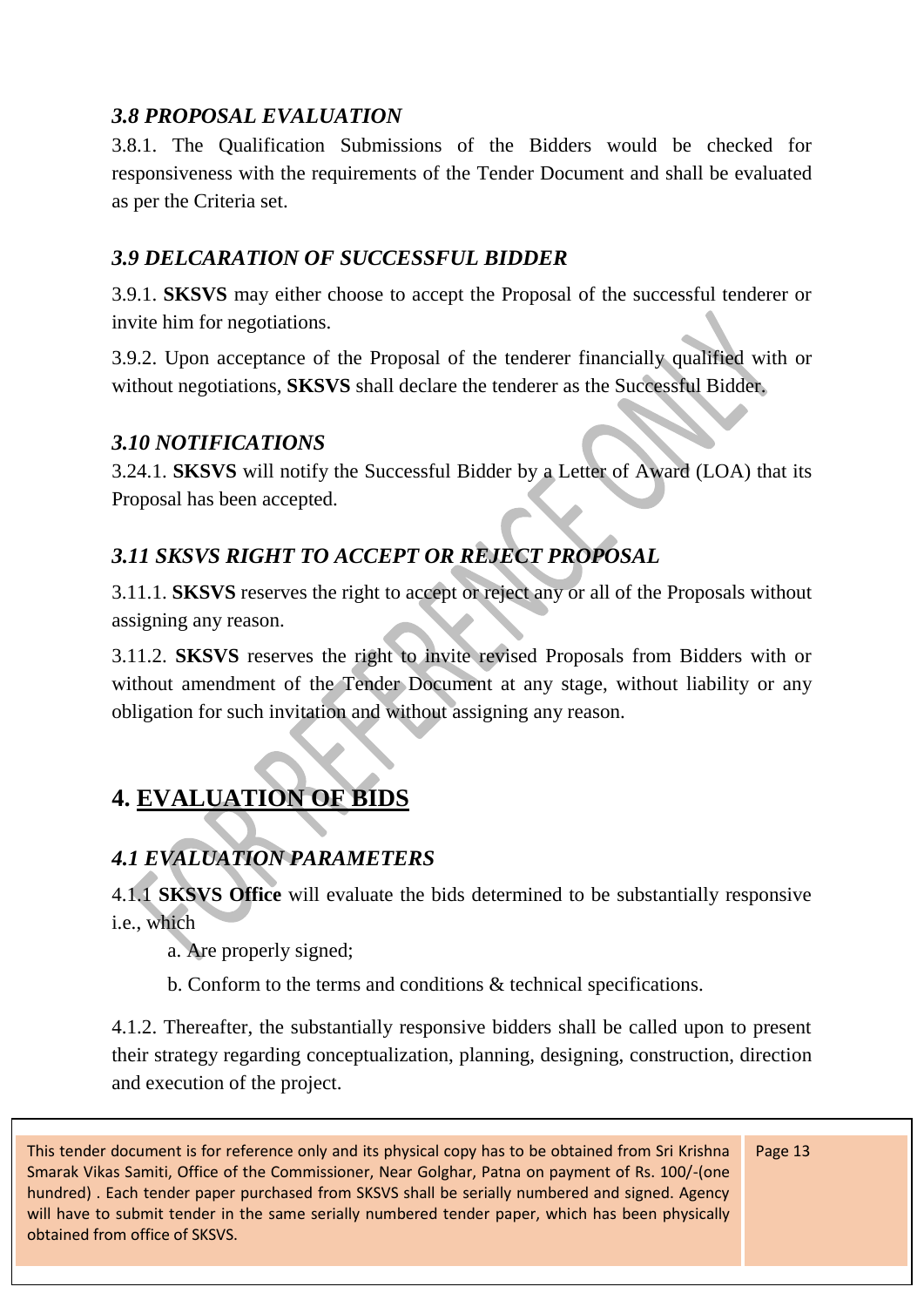### *3.8 PROPOSAL EVALUATION*

3.8.1. The Qualification Submissions of the Bidders would be checked for responsiveness with the requirements of the Tender Document and shall be evaluated as per the Criteria set.

### *3.9 DELCARATION OF SUCCESSFUL BIDDER*

3.9.1. **SKSVS** may either choose to accept the Proposal of the successful tenderer or invite him for negotiations.

3.9.2. Upon acceptance of the Proposal of the tenderer financially qualified with or without negotiations, **SKSVS** shall declare the tenderer as the Successful Bidder.

### *3.10 NOTIFICATIONS*

3.24.1. **SKSVS** will notify the Successful Bidder by a Letter of Award (LOA) that its Proposal has been accepted.

### *3.11 SKSVS RIGHT TO ACCEPT OR REJECT PROPOSAL*

3.11.1. **SKSVS** reserves the right to accept or reject any or all of the Proposals without assigning any reason.

3.11.2. **SKSVS** reserves the right to invite revised Proposals from Bidders with or without amendment of the Tender Document at any stage, without liability or any obligation for such invitation and without assigning any reason.

## 4. <u>EVALUATION OF BIDS</u>

### *4.1 EVALUATION PARAMETERS*

4.1.1 **SKSVS Office** will evaluate the bids determined to be substantially responsive i.e., which

a. Are properly signed;

b. Conform to the terms and conditions & technical specifications.

4.1.2. Thereafter, the substantially responsive bidders shall be called upon to present their strategy regarding conceptualization, planning, designing, construction, direction and execution of the project.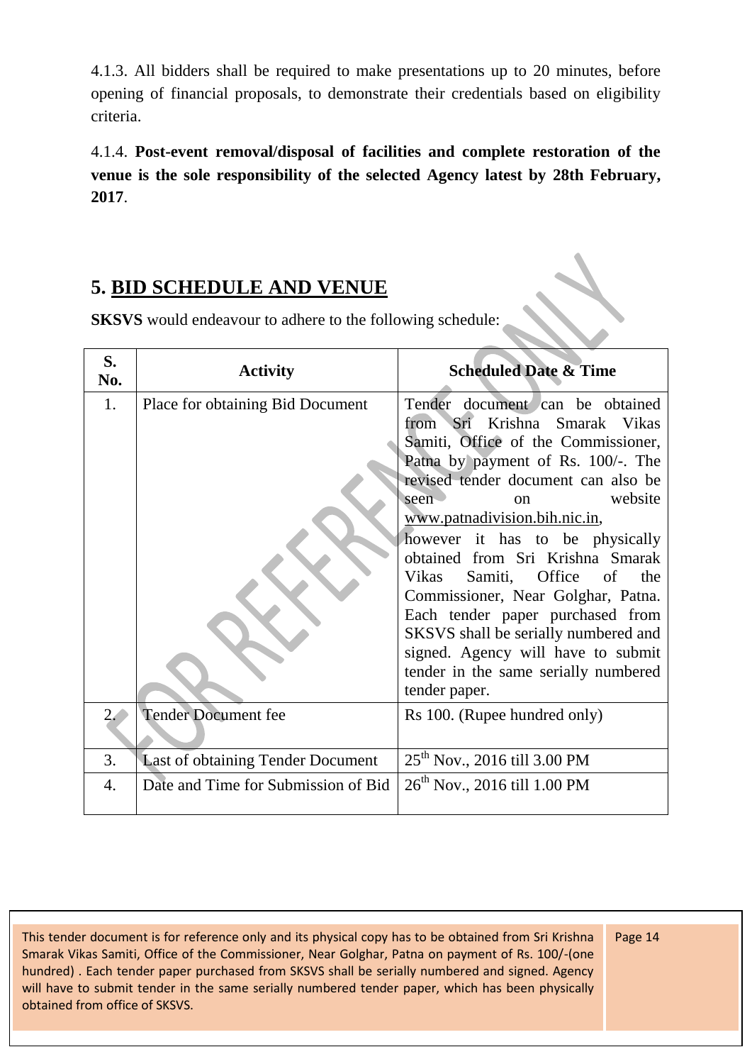4.1.3. All bidders shall be required to make presentations up to 20 minutes, before opening of financial proposals, to demonstrate their credentials based on eligibility criteria.

4.1.4. **Post-event removal/disposal of facilities and complete restoration of the venue is the sole responsibility of the selected Agency latest by 28th February, 2017**.

## 5. BID SCHEDULE AND VENUE

**SKSVS** would endeavour to adhere to the following schedule:

| S. No. | Activity | Scheduled Date & Time |
|---|---|---|
| 1. | Place for obtaining Bid Document | Tender document can be obtained from Sri Krishna Smarak Vikas Samiti, Office of the Commissioner, Patna by payment of Rs. 100/-. The revised tender document can also be seen on website www.patnadivision.bih.nic.in, however it has to be physically obtained from Sri Krishna Smarak Vikas Samiti, Office of the Commissioner, Near Golghar, Patna. Each tender paper purchased from SKSVS shall be serially numbered and signed. Agency will have to submit tender in the same serially numbered tender paper. |
| 2. | Tender Document fee | Rs 100. (Rupee hundred only) |
| 3. | Last of obtaining Tender Document | 25th Nov., 2016 till 3.00 PM |
| 4. | Date and Time for Submission of Bid | 26th Nov., 2016 till 1.00 PM |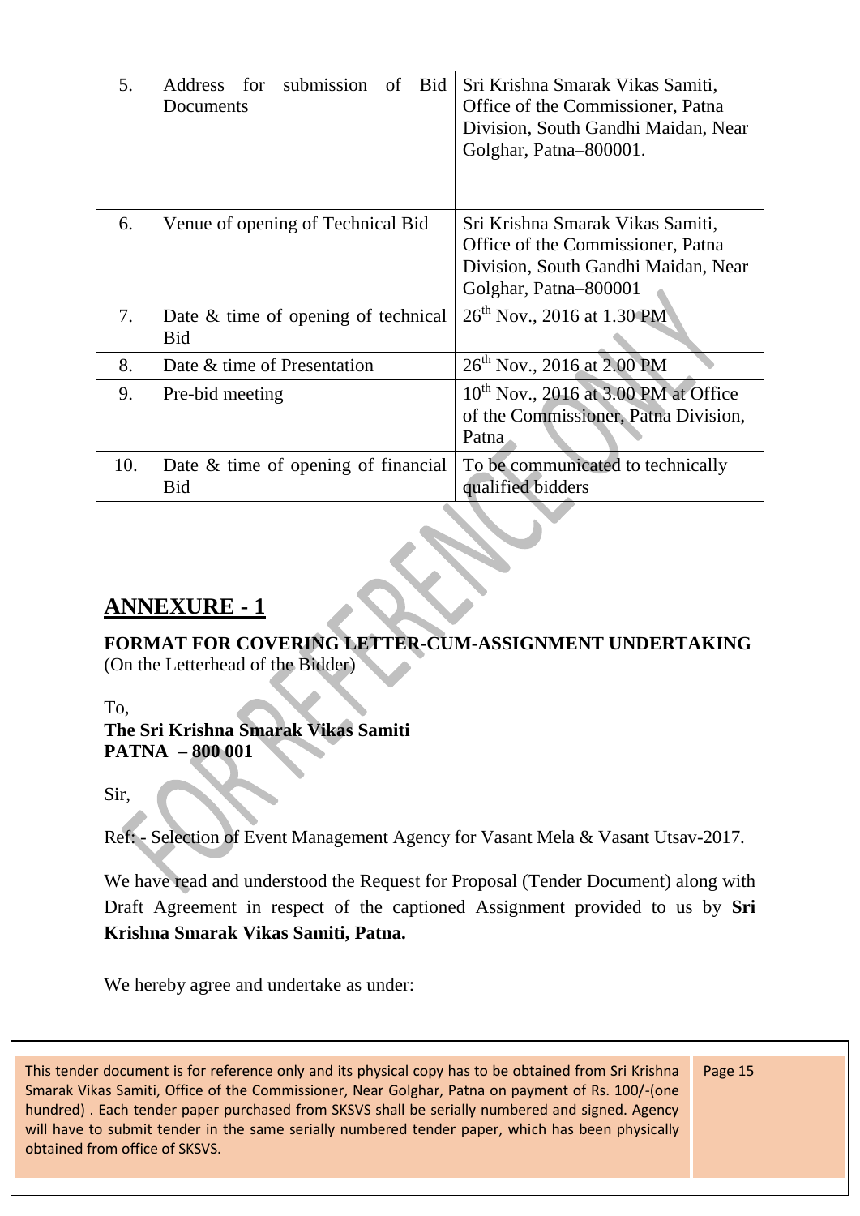| 5. | Address for submission of Bid Documents | Sri Krishna Smarak Vikas Samiti, Office of the Commissioner, Patna Division, South Gandhi Maidan, Near Golghar, Patna–800001. |
|---|---|---|
| 6. | Venue of opening of Technical Bid | Sri Krishna Smarak Vikas Samiti, Office of the Commissioner, Patna Division, South Gandhi Maidan, Near Golghar, Patna–800001 |
| 7. | Date & time of opening of technical Bid | 26th Nov., 2016 at 1.30 PM |
| 8. | Date & time of Presentation | 26th Nov., 2016 at 2.00 PM |
| 9. | Pre-bid meeting | 10th Nov., 2016 at 3.00 PM at Office of the Commissioner, Patna Division, Patna |
| 10. | Date & time of opening of financial Bid | To be communicated to technically qualified bidders |

## ANNEXURE - 1

**FORMAT FOR COVERING LETTER-CUM-ASSIGNMENT UNDERTAKING**
(On the Letterhead of the Bidder)

To,
**The Sri Krishna Smarak Vikas Samiti**
**PATNA – 800 001**

Sir,

Ref: - Selection of Event Management Agency for Vasant Mela & Vasant Utsav-2017.

We have read and understood the Request for Proposal (Tender Document) along with Draft Agreement in respect of the captioned Assignment provided to us by **Sri Krishna Smarak Vikas Samiti, Patna.**

We hereby agree and undertake as under: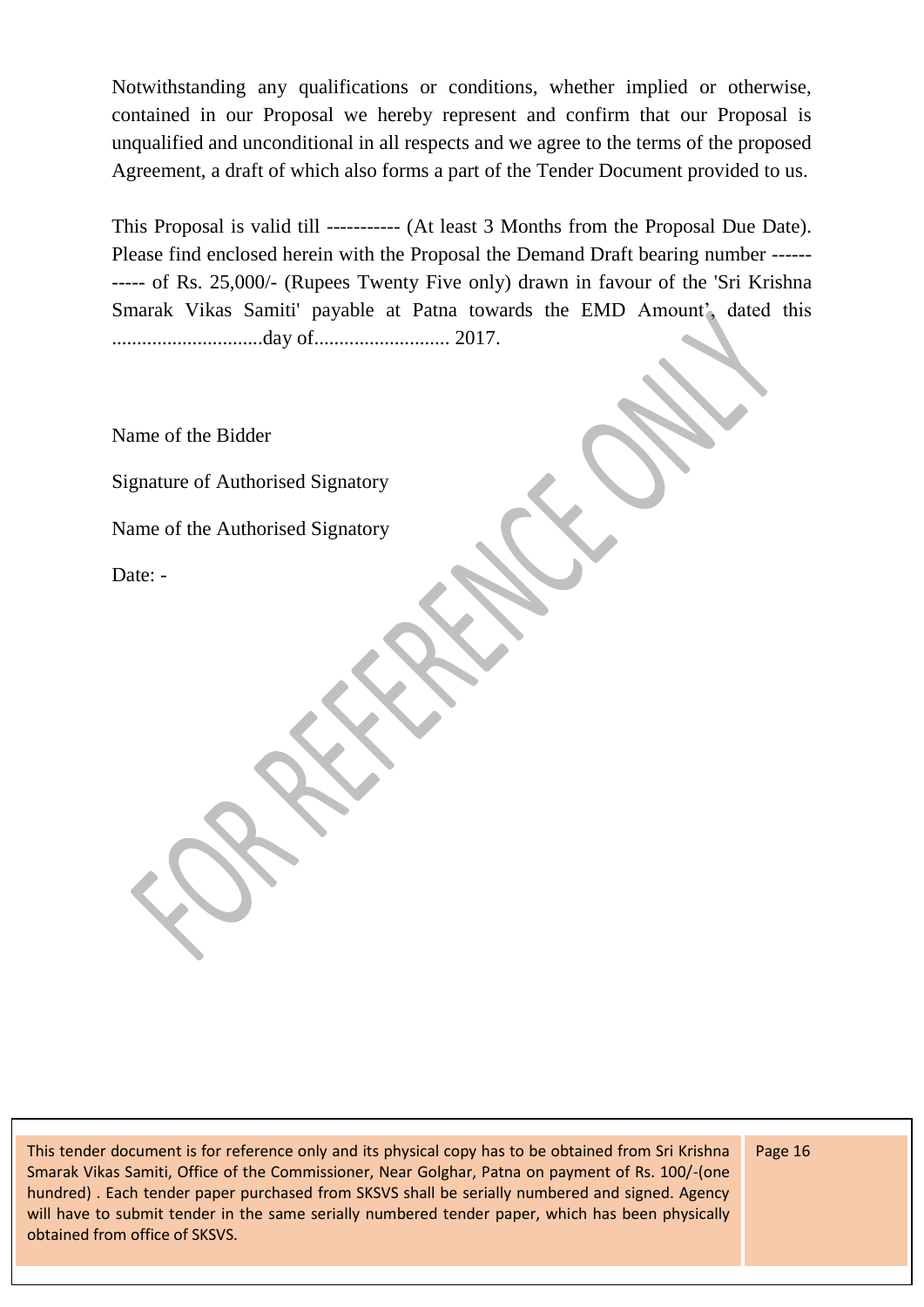Notwithstanding any qualifications or conditions, whether implied or otherwise, contained in our Proposal we hereby represent and confirm that our Proposal is unqualified and unconditional in all respects and we agree to the terms of the proposed Agreement, a draft of which also forms a part of the Tender Document provided to us.

This Proposal is valid till ----------- (At least 3 Months from the Proposal Due Date). Please find enclosed herein with the Proposal the Demand Draft bearing number ----------- of Rs. 25,000/- (Rupees Twenty Five only) drawn in favour of the 'Sri Krishna Smarak Vikas Samiti' payable at Patna towards the EMD Amount', dated this ..............................day of........................... 2017.

Name of the Bidder

Signature of Authorised Signatory

Name of the Authorised Signatory

Date: -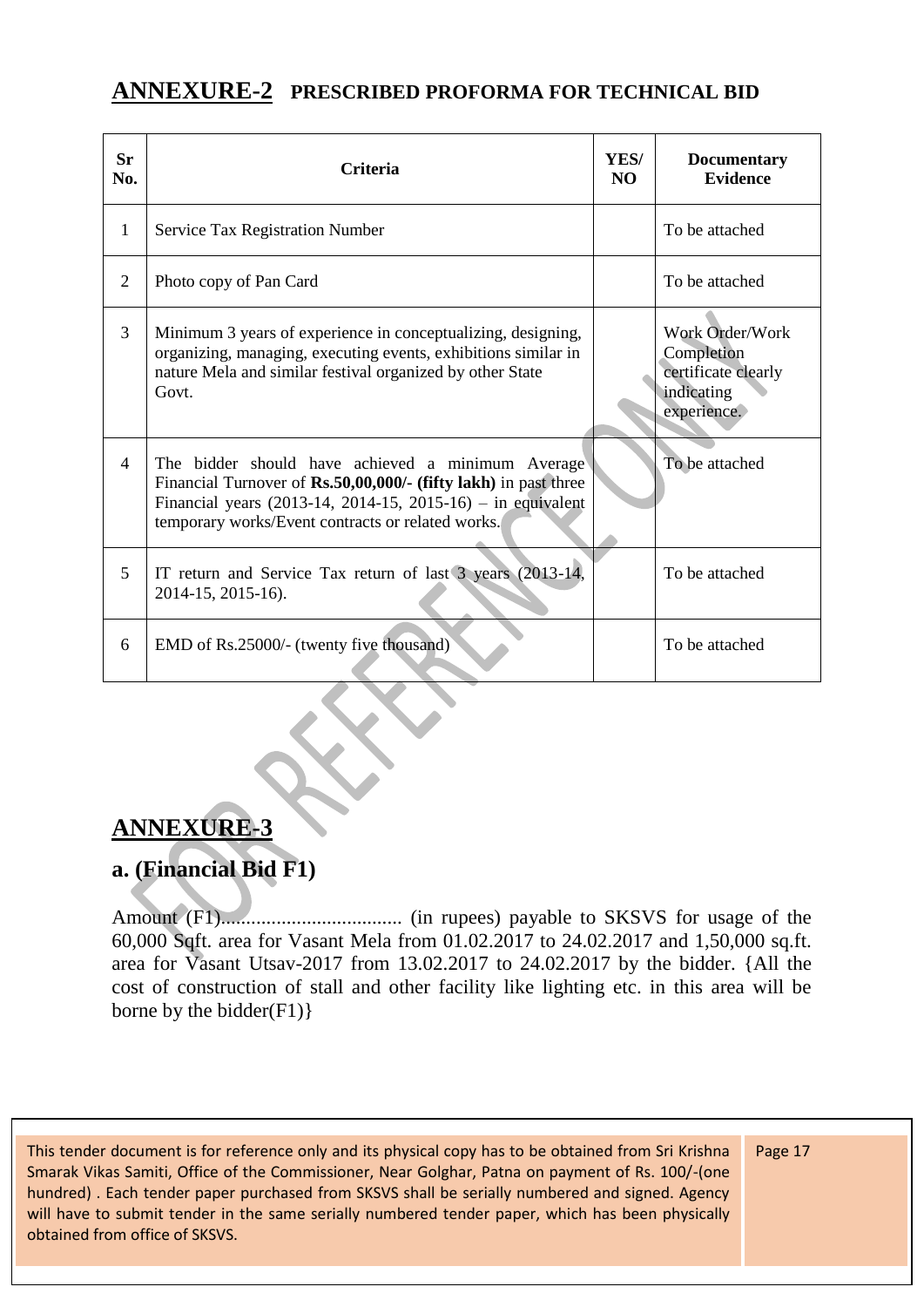## ANNEXURE-2 PRESCRIBED PROFORMA FOR TECHNICAL BID

| Sr No. | Criteria | YES/ NO | Documentary Evidence |
|---|---|---|---|
| 1 | Service Tax Registration Number | | To be attached |
| 2 | Photo copy of Pan Card | | To be attached |
| 3 | Minimum 3 years of experience in conceptualizing, designing, organizing, managing, executing events, exhibitions similar in nature Mela and similar festival organized by other State Govt. | | Work Order/Work Completion certificate clearly indicating experience. |
| 4 | The bidder should have achieved a minimum Average Financial Turnover of **Rs.50,00,000/- (fifty lakh)** in past three Financial years (2013-14, 2014-15, 2015-16) – in equivalent temporary works/Event contracts or related works. | | To be attached |
| 5 | IT return and Service Tax return of last 3 years (2013-14, 2014-15, 2015-16). | | To be attached |
| 6 | EMD of Rs.25000/- (twenty five thousand) | | To be attached |

## ANNEXURE-3

### a. (Financial Bid F1)

Amount (F1).................................... (in rupees) payable to SKSVS for usage of the 60,000 Sqft. area for Vasant Mela from 01.02.2017 to 24.02.2017 and 1,50,000 sq.ft. area for Vasant Utsav-2017 from 13.02.2017 to 24.02.2017 by the bidder. {All the cost of construction of stall and other facility like lighting etc. in this area will be borne by the bidder(F1)}

This tender document is for reference only and its physical copy has to be obtained from Sri Krishna Smarak Vikas Samiti, Office of the Commissioner, Near Golghar, Patna on payment of Rs. 100/-(one hundred) . Each tender paper purchased from SKSVS shall be serially numbered and signed. Agency will have to submit tender in the same serially numbered tender paper, which has been physically obtained from office of SKSVS.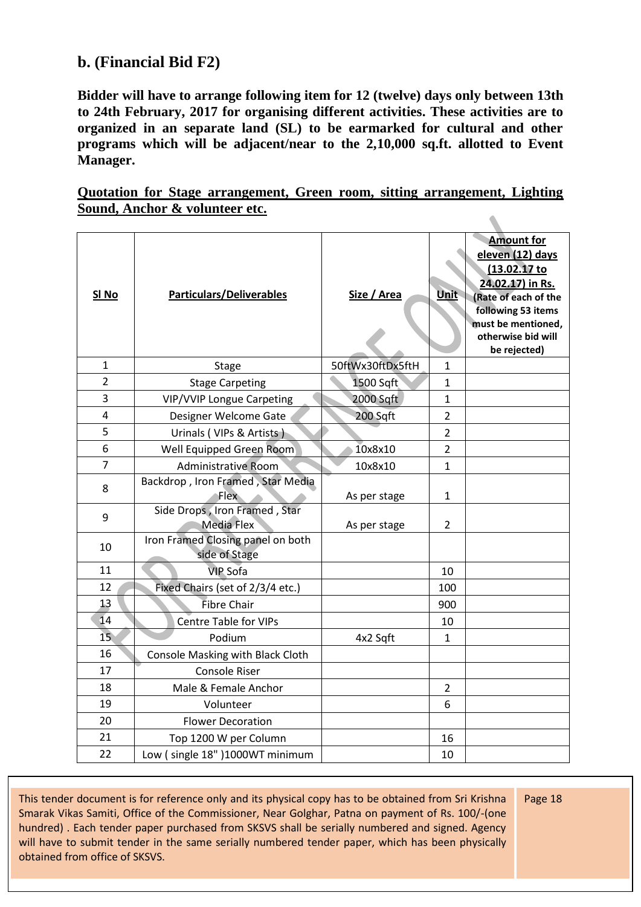## b. (Financial Bid F2)

**Bidder will have to arrange following item for 12 (twelve) days only between 13th to 24th February, 2017 for organising different activities. These activities are to organized in an separate land (SL) to be earmarked for cultural and other programs which will be adjacent/near to the 2,10,000 sq.ft. allotted to Event Manager.**

**<u>Quotation for Stage arrangement, Green room, sitting arrangement, Lighting Sound, Anchor & volunteer etc.</u>**

| Sl No | Particulars/Deliverables | Size / Area | Unit | Amount for eleven (12) days (13.02.17 to 24.02.17) in Rs. (Rate of each of the following 53 items must be mentioned, otherwise bid will be rejected) |
|---|---|---|---|---|
| 1 | Stage | 50ftWx30ftDx5ftH | 1 | |
| 2 | Stage Carpeting | 1500 Sqft | 1 | |
| 3 | VIP/VVIP Longue Carpeting | 2000 Sqft | 1 | |
| 4 | Designer Welcome Gate | 200 Sqft | 2 | |
| 5 | Urinals ( VIPs & Artists ) | | 2 | |
| 6 | Well Equipped Green Room | 10x8x10 | 2 | |
| 7 | Administrative Room | 10x8x10 | 1 | |
| 8 | Backdrop , Iron Framed , Star Media Flex | As per stage | 1 | |
| 9 | Side Drops , Iron Framed , Star Media Flex | As per stage | 2 | |
| 10 | Iron Framed Closing panel on both side of Stage | | | |
| 11 | VIP Sofa | | 10 | |
| 12 | Fixed Chairs (set of 2/3/4 etc.) | | 100 | |
| 13 | Fibre Chair | | 900 | |
| 14 | Centre Table for VIPs | | 10 | |
| 15 | Podium | 4x2 Sqft | 1 | |
| 16 | Console Masking with Black Cloth | | | |
| 17 | Console Riser | | | |
| 18 | Male & Female Anchor | | 2 | |
| 19 | Volunteer | | 6 | |
| 20 | Flower Decoration | | | |
| 21 | Top 1200 W per Column | | 16 | |
| 22 | Low ( single 18" )1000WT minimum | | 10 | |

This tender document is for reference only and its physical copy has to be obtained from Sri Krishna Smarak Vikas Samiti, Office of the Commissioner, Near Golghar, Patna on payment of Rs. 100/-(one hundred) . Each tender paper purchased from SKSVS shall be serially numbered and signed. Agency will have to submit tender in the same serially numbered tender paper, which has been physically obtained from office of SKSVS.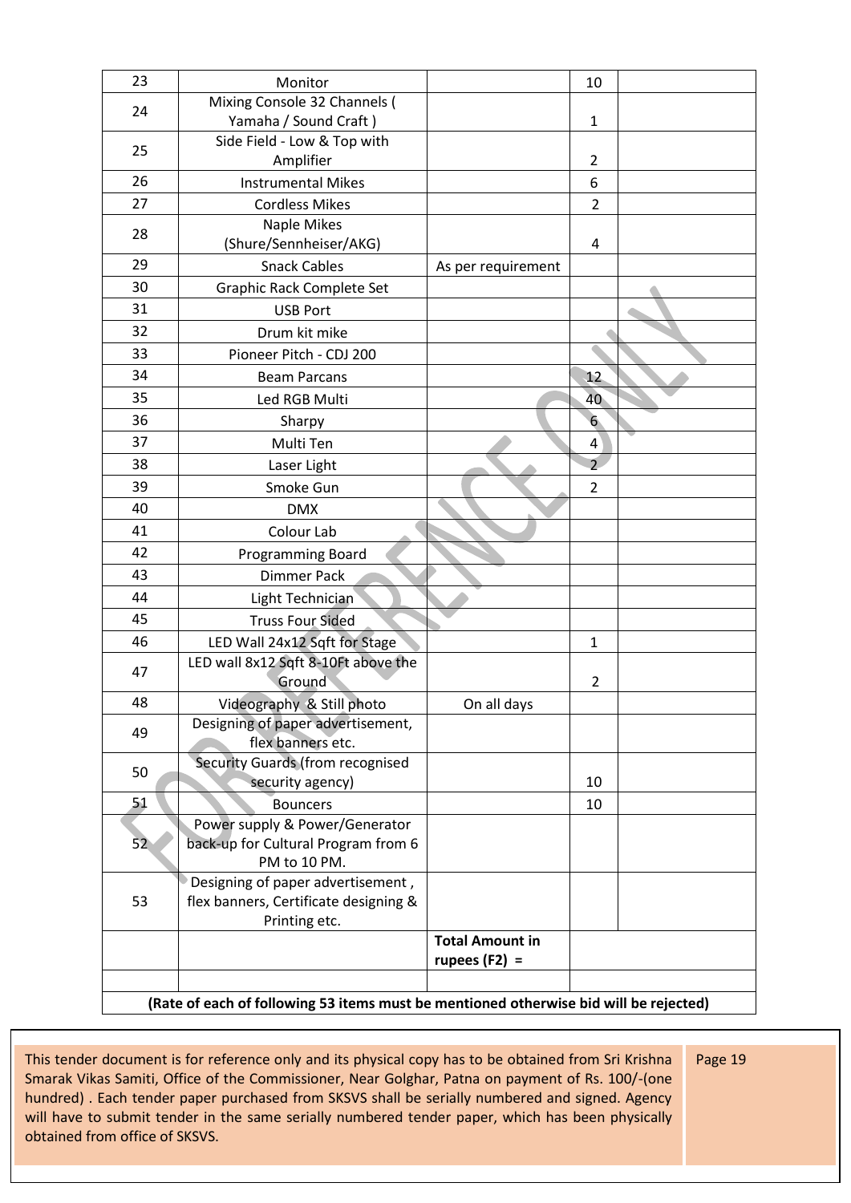| | | | | |
|---|---|---|---|---|
| 23 | Monitor | | 10 | |
| 24 | Mixing Console 32 Channels ( Yamaha / Sound Craft ) | | 1 | |
| 25 | Side Field - Low & Top with Amplifier | | 2 | |
| 26 | Instrumental Mikes | | 6 | |
| 27 | Cordless Mikes | | 2 | |
| 28 | Naple Mikes (Shure/Sennheiser/AKG) | | 4 | |
| 29 | Snack Cables | As per requirement | | |
| 30 | Graphic Rack Complete Set | | | |
| 31 | USB Port | | | |
| 32 | Drum kit mike | | | |
| 33 | Pioneer Pitch - CDJ 200 | | | |
| 34 | Beam Parcans | | 12 | |
| 35 | Led RGB Multi | | 40 | |
| 36 | Sharpy | | 6 | |
| 37 | Multi Ten | | 4 | |
| 38 | Laser Light | | 2 | |
| 39 | Smoke Gun | | 2 | |
| 40 | DMX | | | |
| 41 | Colour Lab | | | |
| 42 | Programming Board | | | |
| 43 | Dimmer Pack | | | |
| 44 | Light Technician | | | |
| 45 | Truss Four Sided | | | |
| 46 | LED Wall 24x12 Sqft for Stage | | 1 | |
| 47 | LED wall 8x12 Sqft 8-10Ft above the Ground | | 2 | |
| 48 | Videography & Still photo | On all days | | |
| 49 | Designing of paper advertisement, flex banners etc. | | | |
| 50 | Security Guards (from recognised security agency) | | 10 | |
| 51 | Bouncers | | 10 | |
| 52 | Power supply & Power/Generator back-up for Cultural Program from 6 PM to 10 PM. | | | |
| 53 | Designing of paper advertisement , flex banners, Certificate designing & Printing etc. | | | |
| | | **Total Amount in rupees (F2) =** | | |
| | | | | |

**(Rate of each of following 53 items must be mentioned otherwise bid will be rejected)**

This tender document is for reference only and its physical copy has to be obtained from Sri Krishna Smarak Vikas Samiti, Office of the Commissioner, Near Golghar, Patna on payment of Rs. 100/-(one hundred) . Each tender paper purchased from SKSVS shall be serially numbered and signed. Agency will have to submit tender in the same serially numbered tender paper, which has been physically obtained from office of SKSVS.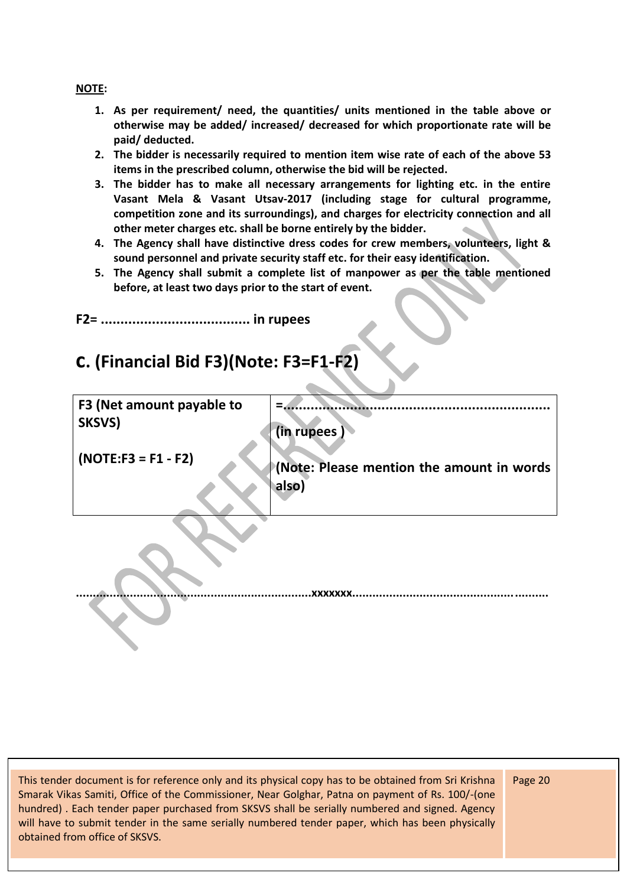**NOTE**:

1. **As per requirement/ need, the quantities/ units mentioned in the table above or otherwise may be added/ increased/ decreased for which proportionate rate will be paid/ deducted.**
2. **The bidder is necessarily required to mention item wise rate of each of the above 53 items in the prescribed column, otherwise the bid will be rejected.**
3. **The bidder has to make all necessary arrangements for lighting etc. in the entire Vasant Mela & Vasant Utsav-2017 (including stage for cultural programme, competition zone and its surroundings), and charges for electricity connection and all other meter charges etc. shall be borne entirely by the bidder.**
4. **The Agency shall have distinctive dress codes for crew members, volunteers, light & sound personnel and private security staff etc. for their easy identification.**
5. **The Agency shall submit a complete list of manpower as per the table mentioned before, at least two days prior to the start of event.**

**F2= ...................................... in rupees**

## C. (Financial Bid F3)(Note: F3=F1-F2)

| | |
|---|---|
| **F3 (Net amount payable to SKSVS)**<br><br>**(NOTE:F3 = F1 - F2)** | **=...................................................................**<br>**(in rupees )**<br><br>**(Note: Please mention the amount in words also)** |

**...................................................................xxxxxxx...........................................................**

This tender document is for reference only and its physical copy has to be obtained from Sri Krishna Smarak Vikas Samiti, Office of the Commissioner, Near Golghar, Patna on payment of Rs. 100/-(one hundred) . Each tender paper purchased from SKSVS shall be serially numbered and signed. Agency will have to submit tender in the same serially numbered tender paper, which has been physically obtained from office of SKSVS.